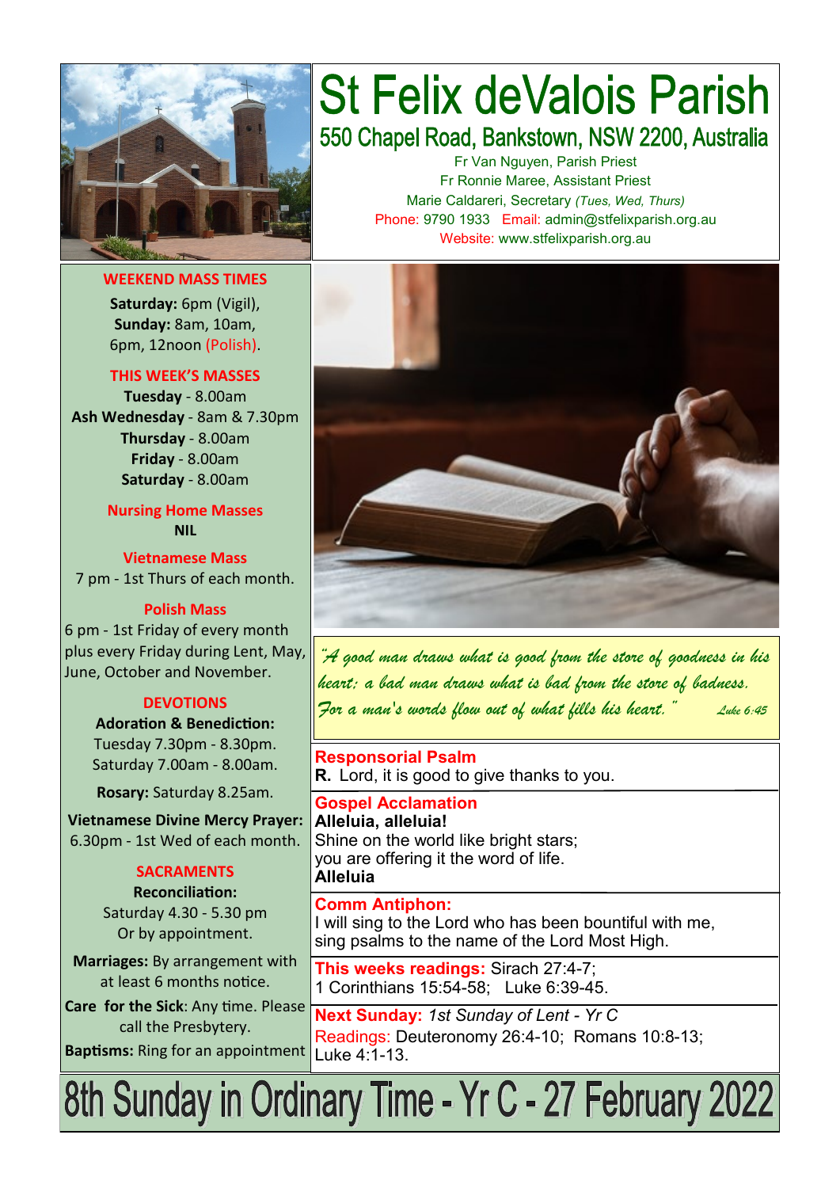# St Felix deValois Parish

## 550 Chapel Road, Bankstown, NSW 2200, Australia

Fr Van Nguyen, Parish Priest
Fr Ronnie Maree, Assistant Priest
Marie Caldareri, Secretary *(Tues, Wed, Thurs)*
Phone: 9790 1933 Email: admin@stfelixparish.org.au
Website: www.stfelixparish.org.au

### WEEKEND MASS TIMES

**Saturday:** 6pm (Vigil),
**Sunday:** 8am, 10am,
6pm, 12noon (Polish).

### THIS WEEK'S MASSES

**Tuesday** - 8.00am
**Ash Wednesday** - 8am & 7.30pm
**Thursday** - 8.00am
**Friday** - 8.00am
**Saturday** - 8.00am

### Nursing Home Masses

**NIL**

### Vietnamese Mass

7 pm - 1st Thurs of each month.

### Polish Mass

6 pm - 1st Friday of every month plus every Friday during Lent, May, June, October and November.

### DEVOTIONS

**Adoration & Benediction:**
Tuesday 7.30pm - 8.30pm.
Saturday 7.00am - 8.00am.

**Rosary:** Saturday 8.25am.

**Vietnamese Divine Mercy Prayer:** 6.30pm - 1st Wed of each month.

### SACRAMENTS

**Reconciliation:**
Saturday 4.30 - 5.30 pm
Or by appointment.

**Marriages:** By arrangement with at least 6 months notice.

**Care for the Sick**: Any time. Please call the Presbytery.

**Baptisms:** Ring for an appointment

*"A good man draws what is good from the store of goodness in his heart; a bad man draws what is bad from the store of badness. For a man's words flow out of what fills his heart."* *Luke 6:45*

**Responsorial Psalm**
**R.** Lord, it is good to give thanks to you.

**Gospel Acclamation**
**Alleluia, alleluia!**
Shine on the world like bright stars;
you are offering it the word of life.
**Alleluia**

**Comm Antiphon:**
I will sing to the Lord who has been bountiful with me,
sing psalms to the name of the Lord Most High.

**This weeks readings:** Sirach 27:4-7;
1 Corinthians 15:54-58; Luke 6:39-45.

**Next Sunday:** *1st Sunday of Lent - Yr C*
Readings: Deuteronomy 26:4-10; Romans 10:8-13;
Luke 4:1-13.

# 8th Sunday in Ordinary Time - Yr C - 27 February 2022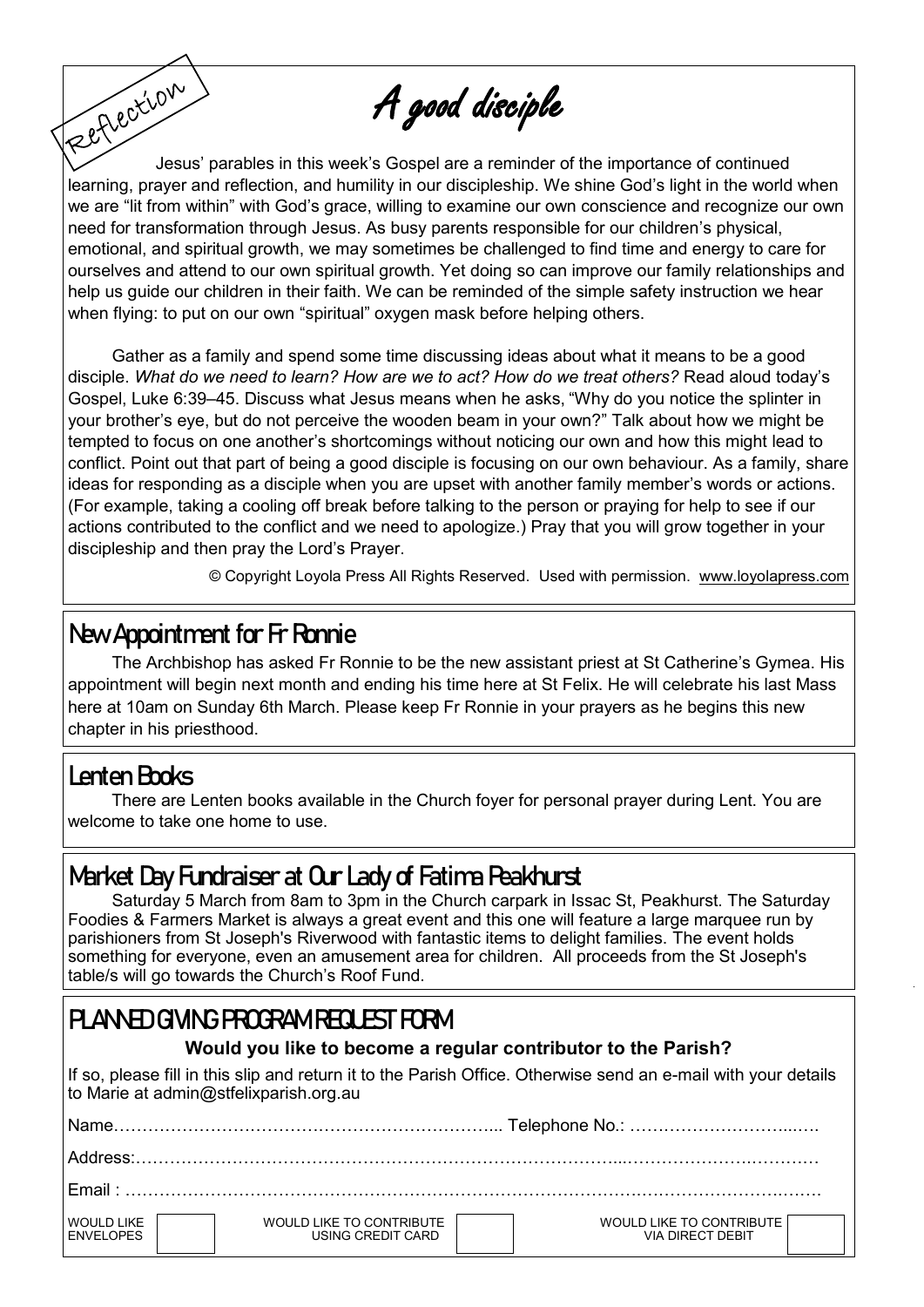Reflection

# A good disciple

Jesus' parables in this week's Gospel are a reminder of the importance of continued learning, prayer and reflection, and humility in our discipleship. We shine God's light in the world when we are "lit from within" with God's grace, willing to examine our own conscience and recognize our own need for transformation through Jesus. As busy parents responsible for our children's physical, emotional, and spiritual growth, we may sometimes be challenged to find time and energy to care for ourselves and attend to our own spiritual growth. Yet doing so can improve our family relationships and help us guide our children in their faith. We can be reminded of the simple safety instruction we hear when flying: to put on our own "spiritual" oxygen mask before helping others.

Gather as a family and spend some time discussing ideas about what it means to be a good disciple. *What do we need to learn? How are we to act? How do we treat others?* Read aloud today's Gospel, Luke 6:39–45. Discuss what Jesus means when he asks, "Why do you notice the splinter in your brother's eye, but do not perceive the wooden beam in your own?" Talk about how we might be tempted to focus on one another's shortcomings without noticing our own and how this might lead to conflict. Point out that part of being a good disciple is focusing on our own behaviour. As a family, share ideas for responding as a disciple when you are upset with another family member's words or actions. (For example, taking a cooling off break before talking to the person or praying for help to see if our actions contributed to the conflict and we need to apologize.) Pray that you will grow together in your discipleship and then pray the Lord's Prayer.

© Copyright Loyola Press All Rights Reserved. Used with permission. www.loyolapress.com

## New Appointment for Fr Ronnie

The Archbishop has asked Fr Ronnie to be the new assistant priest at St Catherine's Gymea. His appointment will begin next month and ending his time here at St Felix. He will celebrate his last Mass here at 10am on Sunday 6th March. Please keep Fr Ronnie in your prayers as he begins this new chapter in his priesthood.

## Lenten Books

There are Lenten books available in the Church foyer for personal prayer during Lent. You are welcome to take one home to use.

## Market Day Fundraiser at Our Lady of Fatima Peakhurst

Saturday 5 March from 8am to 3pm in the Church carpark in Issac St, Peakhurst. The Saturday Foodies & Farmers Market is always a great event and this one will feature a large marquee run by parishioners from St Joseph's Riverwood with fantastic items to delight families. The event holds something for everyone, even an amusement area for children. All proceeds from the St Joseph's table/s will go towards the Church's Roof Fund.

## PLANNED GIVING PROGRAM REQUEST FORM

**Would you like to become a regular contributor to the Parish?**

If so, please fill in this slip and return it to the Parish Office. Otherwise send an e-mail with your details to Marie at admin@stfelixparish.org.au

Name………………………………………………………………... Telephone No.: ……………………………

Address:……………………………………………………………………………………………………………

Email : …………………………………………………………………………………………………………….

| WOULD LIKE ENVELOPES | | WOULD LIKE TO CONTRIBUTE USING CREDIT CARD | | WOULD LIKE TO CONTRIBUTE VIA DIRECT DEBIT | |
|---|---|---|---|---|---|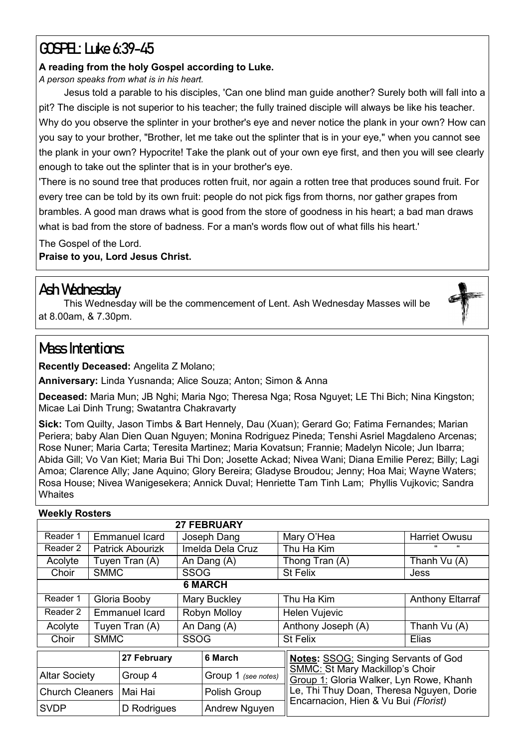## GOSPEL: Luke 6:39-45

**A reading from the holy Gospel according to Luke.**

*A person speaks from what is in his heart.*

Jesus told a parable to his disciples, 'Can one blind man guide another? Surely both will fall into a pit? The disciple is not superior to his teacher; the fully trained disciple will always be like his teacher. Why do you observe the splinter in your brother's eye and never notice the plank in your own? How can you say to your brother, "Brother, let me take out the splinter that is in your eye," when you cannot see the plank in your own? Hypocrite! Take the plank out of your own eye first, and then you will see clearly enough to take out the splinter that is in your brother's eye.

'There is no sound tree that produces rotten fruit, nor again a rotten tree that produces sound fruit. For every tree can be told by its own fruit: people do not pick figs from thorns, nor gather grapes from brambles. A good man draws what is good from the store of goodness in his heart; a bad man draws what is bad from the store of badness. For a man's words flow out of what fills his heart.'

The Gospel of the Lord.

**Praise to you, Lord Jesus Christ.**

## Ash Wednesday

This Wednesday will be the commencement of Lent. Ash Wednesday Masses will be at 8.00am, & 7.30pm.

## Mass Intentions:

**Recently Deceased:** Angelita Z Molano;

**Anniversary:** Linda Yusnanda; Alice Souza; Anton; Simon & Anna

**Deceased:** Maria Mun; JB Nghi; Maria Ngo; Theresa Nga; Rosa Nguyet; LE Thi Bich; Nina Kingston; Micae Lai Dinh Trung; Swatantra Chakravarty

**Sick:** Tom Quilty, Jason Timbs & Bart Hennely, Dau (Xuan); Gerard Go; Fatima Fernandes; Marian Periera; baby Alan Dien Quan Nguyen; Monina Rodriguez Pineda; Tenshi Asriel Magdaleno Arcenas; Rose Nuner; Maria Carta; Teresita Martinez; Maria Kovatsun; Frannie; Madelyn Nicole; Jun Ibarra; Abida Gill; Vo Van Kiet; Maria Bui Thi Don; Josette Ackad; Nivea Wani; Diana Emilie Perez; Billy; Lagi Amoa; Clarence Ally; Jane Aquino; Glory Bereira; Gladyse Broudou; Jenny; Hoa Mai; Wayne Waters; Rosa House; Nivea Wanigesekera; Annick Duval; Henriette Tam Tinh Lam; Phyllis Vujkovic; Sandra Whaites

**Weekly Rosters**

| **27 FEBRUARY** | | | | |
|---|---|---|---|---|
| Reader 1 | Emmanuel Icard | Joseph Dang | Mary O'Hea | Harriet Owusu |
| Reader 2 | Patrick Abourizk | Imelda Dela Cruz | Thu Ha Kim | " " |
| Acolyte | Tuyen Tran (A) | An Dang (A) | Thong Tran (A) | Thanh Vu (A) |
| Choir | SMMC | SSOG | St Felix | Jess |
| **6 MARCH** | | | | |
| Reader 1 | Gloria Booby | Mary Buckley | Thu Ha Kim | Anthony Eltarraf |
| Reader 2 | Emmanuel Icard | Robyn Molloy | Helen Vujevic | |
| Acolyte | Tuyen Tran (A) | An Dang (A) | Anthony Joseph (A) | Thanh Vu (A) |
| Choir | SMMC | SSOG | St Felix | Elias |

| | 27 February | 6 March |
|---|---|---|
| Altar Society | Group 4 | Group 1 *(see notes)* |
| Church Cleaners | Mai Hai | Polish Group |
| SVDP | D Rodrigues | Andrew Nguyen |

**Notes:** SSOG: Singing Servants of God
SMMC: St Mary Mackillop's Choir
Group 1: Gloria Walker, Lyn Rowe, Khanh Le, Thi Thuy Doan, Theresa Nguyen, Dorie Encarnacion, Hien & Vu Bui *(Florist)*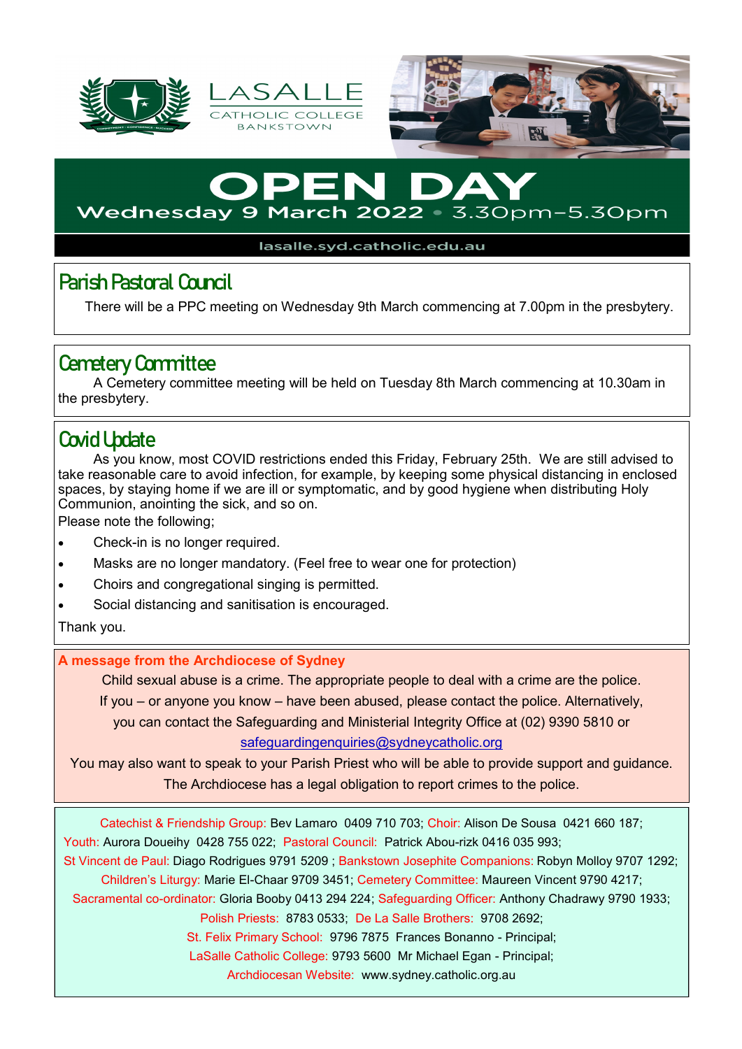LASALLE
CATHOLIC COLLEGE
BANKSTOWN

# OPEN DAY

**Wednesday 9 March 2022 • 3.30pm–5.30pm**

lasalle.syd.catholic.edu.au

## Parish Pastoral Council

There will be a PPC meeting on Wednesday 9th March commencing at 7.00pm in the presbytery.

## Cemetery Committee

A Cemetery committee meeting will be held on Tuesday 8th March commencing at 10.30am in the presbytery.

## Covid Update

As you know, most COVID restrictions ended this Friday, February 25th. We are still advised to take reasonable care to avoid infection, for example, by keeping some physical distancing in enclosed spaces, by staying home if we are ill or symptomatic, and by good hygiene when distributing Holy Communion, anointing the sick, and so on.

Please note the following;

- Check-in is no longer required.
- Masks are no longer mandatory. (Feel free to wear one for protection)
- Choirs and congregational singing is permitted.
- Social distancing and sanitisation is encouraged.

Thank you.

**A message from the Archdiocese of Sydney**

Child sexual abuse is a crime. The appropriate people to deal with a crime are the police.
If you – or anyone you know – have been abused, please contact the police. Alternatively, you can contact the Safeguarding and Ministerial Integrity Office at (02) 9390 5810 or
safeguardingenquiries@sydneycatholic.org
You may also want to speak to your Parish Priest who will be able to provide support and guidance.
The Archdiocese has a legal obligation to report crimes to the police.

Catechist & Friendship Group: Bev Lamaro 0409 710 703; Choir: Alison De Sousa 0421 660 187;
Youth: Aurora Doueihy 0428 755 022; Pastoral Council: Patrick Abou-rizk 0416 035 993;
St Vincent de Paul: Diago Rodrigues 9791 5209 ; Bankstown Josephite Companions: Robyn Molloy 9707 1292;
Children's Liturgy: Marie El-Chaar 9709 3451; Cemetery Committee: Maureen Vincent 9790 4217;
Sacramental co-ordinator: Gloria Booby 0413 294 224; Safeguarding Officer: Anthony Chadrawy 9790 1933;
Polish Priests: 8783 0533; De La Salle Brothers: 9708 2692;
St. Felix Primary School: 9796 7875 Frances Bonanno - Principal;
LaSalle Catholic College: 9793 5600 Mr Michael Egan - Principal;
Archdiocesan Website: www.sydney.catholic.org.au